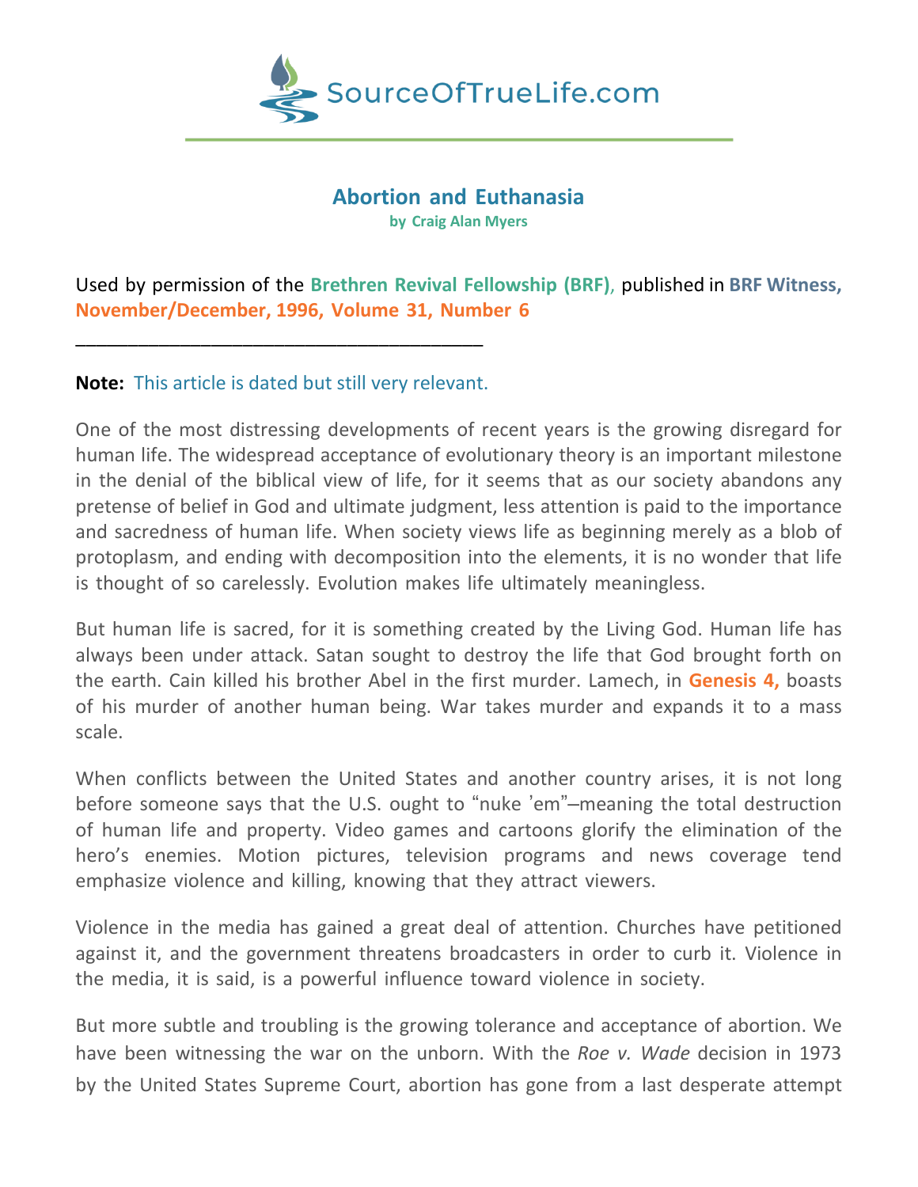SourceOfTrueLife.com

# Abortion and Euthanasia

**by Craig Alan Myers**

Used by permission of the **Brethren Revival Fellowship (BRF)**, published in **BRF Witness, November/December, 1996, Volume 31, Number 6**

\_\_\_\_\_\_\_\_\_\_\_\_\_\_\_\_\_\_\_\_\_\_\_\_\_\_\_\_\_\_\_\_\_\_\_\_\_\_\_\_

**Note:** This article is dated but still very relevant.

One of the most distressing developments of recent years is the growing disregard for human life. The widespread acceptance of evolutionary theory is an important milestone in the denial of the biblical view of life, for it seems that as our society abandons any pretense of belief in God and ultimate judgment, less attention is paid to the importance and sacredness of human life. When society views life as beginning merely as a blob of protoplasm, and ending with decomposition into the elements, it is no wonder that life is thought of so carelessly. Evolution makes life ultimately meaningless.

But human life is sacred, for it is something created by the Living God. Human life has always been under attack. Satan sought to destroy the life that God brought forth on the earth. Cain killed his brother Abel in the first murder. Lamech, in **Genesis 4,** boasts of his murder of another human being. War takes murder and expands it to a mass scale.

When conflicts between the United States and another country arises, it is not long before someone says that the U.S. ought to "nuke 'em"–meaning the total destruction of human life and property. Video games and cartoons glorify the elimination of the hero's enemies. Motion pictures, television programs and news coverage tend emphasize violence and killing, knowing that they attract viewers.

Violence in the media has gained a great deal of attention. Churches have petitioned against it, and the government threatens broadcasters in order to curb it. Violence in the media, it is said, is a powerful influence toward violence in society.

But more subtle and troubling is the growing tolerance and acceptance of abortion. We have been witnessing the war on the unborn. With the *Roe v. Wade* decision in 1973 by the United States Supreme Court, abortion has gone from a last desperate attempt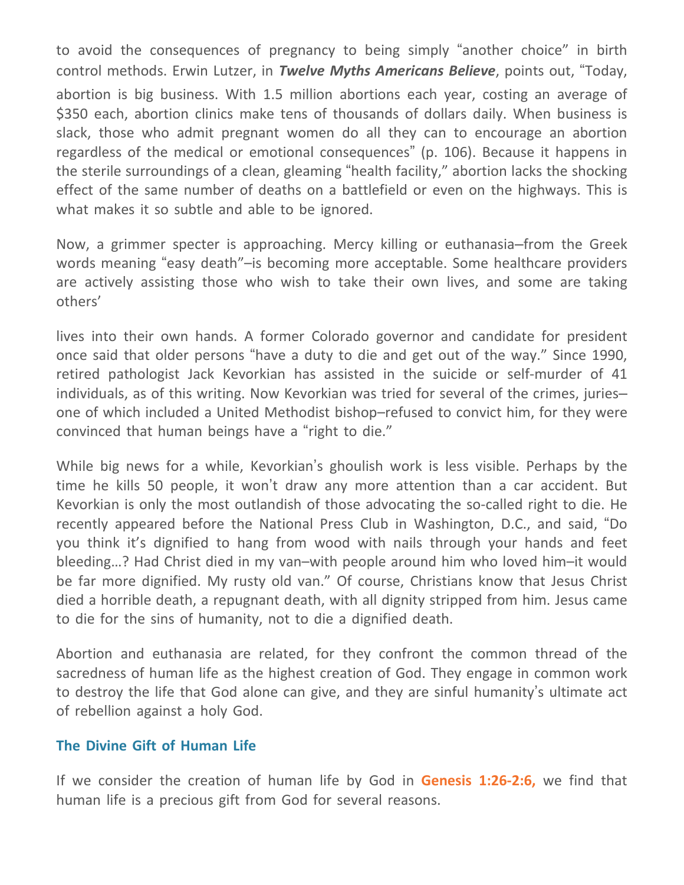to avoid the consequences of pregnancy to being simply "another choice" in birth control methods. Erwin Lutzer, in ***Twelve Myths Americans Believe***, points out, "Today, abortion is big business. With 1.5 million abortions each year, costing an average of $350 each, abortion clinics make tens of thousands of dollars daily. When business is slack, those who admit pregnant women do all they can to encourage an abortion regardless of the medical or emotional consequences" (p. 106). Because it happens in the sterile surroundings of a clean, gleaming "health facility," abortion lacks the shocking effect of the same number of deaths on a battlefield or even on the highways. This is what makes it so subtle and able to be ignored.

Now, a grimmer specter is approaching. Mercy killing or euthanasia–from the Greek words meaning "easy death"–is becoming more acceptable. Some healthcare providers are actively assisting those who wish to take their own lives, and some are taking others'

lives into their own hands. A former Colorado governor and candidate for president once said that older persons "have a duty to die and get out of the way." Since 1990, retired pathologist Jack Kevorkian has assisted in the suicide or self-murder of 41 individuals, as of this writing. Now Kevorkian was tried for several of the crimes, juries–one of which included a United Methodist bishop–refused to convict him, for they were convinced that human beings have a "right to die."

While big news for a while, Kevorkian's ghoulish work is less visible. Perhaps by the time he kills 50 people, it won't draw any more attention than a car accident. But Kevorkian is only the most outlandish of those advocating the so-called right to die. He recently appeared before the National Press Club in Washington, D.C., and said, "Do you think it's dignified to hang from wood with nails through your hands and feet bleeding…? Had Christ died in my van–with people around him who loved him–it would be far more dignified. My rusty old van." Of course, Christians know that Jesus Christ died a horrible death, a repugnant death, with all dignity stripped from him. Jesus came to die for the sins of humanity, not to die a dignified death.

Abortion and euthanasia are related, for they confront the common thread of the sacredness of human life as the highest creation of God. They engage in common work to destroy the life that God alone can give, and they are sinful humanity's ultimate act of rebellion against a holy God.

### The Divine Gift of Human Life

If we consider the creation of human life by God in **Genesis 1:26-2:6,** we find that human life is a precious gift from God for several reasons.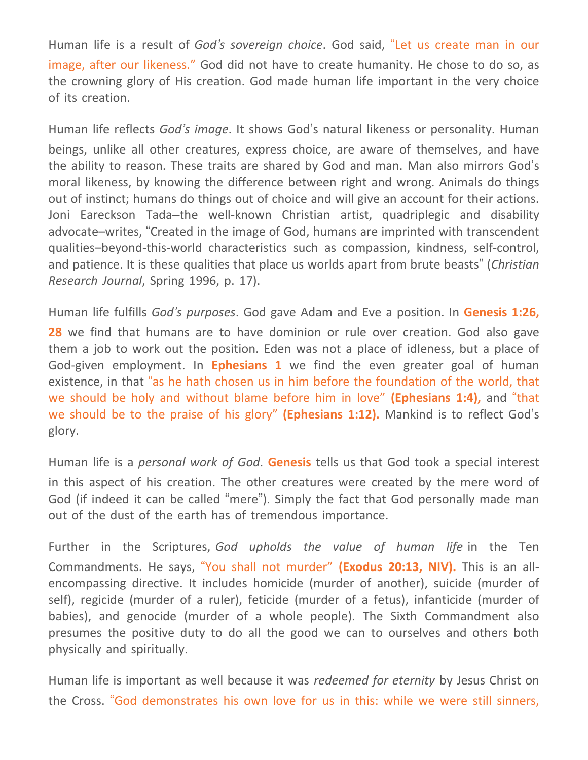Human life is a result of *God's sovereign choice*. God said, "Let us create man in our image, after our likeness." God did not have to create humanity. He chose to do so, as the crowning glory of His creation. God made human life important in the very choice of its creation.

Human life reflects *God's image*. It shows God's natural likeness or personality. Human beings, unlike all other creatures, express choice, are aware of themselves, and have the ability to reason. These traits are shared by God and man. Man also mirrors God's moral likeness, by knowing the difference between right and wrong. Animals do things out of instinct; humans do things out of choice and will give an account for their actions. Joni Eareckson Tada–the well-known Christian artist, quadriplegic and disability advocate–writes, "Created in the image of God, humans are imprinted with transcendent qualities–beyond-this-world characteristics such as compassion, kindness, self-control, and patience. It is these qualities that place us worlds apart from brute beasts" (*Christian Research Journal*, Spring 1996, p. 17).

Human life fulfills *God's purposes*. God gave Adam and Eve a position. In **Genesis 1:26, 28** we find that humans are to have dominion or rule over creation. God also gave them a job to work out the position. Eden was not a place of idleness, but a place of God-given employment. In **Ephesians 1** we find the even greater goal of human existence, in that "as he hath chosen us in him before the foundation of the world, that we should be holy and without blame before him in love" **(Ephesians 1:4),** and "that we should be to the praise of his glory" **(Ephesians 1:12).** Mankind is to reflect God's glory.

Human life is a *personal work of God*. **Genesis** tells us that God took a special interest in this aspect of his creation. The other creatures were created by the mere word of God (if indeed it can be called "mere"). Simply the fact that God personally made man out of the dust of the earth has of tremendous importance.

Further in the Scriptures, *God upholds the value of human life* in the Ten Commandments. He says, "You shall not murder" **(Exodus 20:13, NIV).** This is an all-encompassing directive. It includes homicide (murder of another), suicide (murder of self), regicide (murder of a ruler), feticide (murder of a fetus), infanticide (murder of babies), and genocide (murder of a whole people). The Sixth Commandment also presumes the positive duty to do all the good we can to ourselves and others both physically and spiritually.

Human life is important as well because it was *redeemed for eternity* by Jesus Christ on the Cross. "God demonstrates his own love for us in this: while we were still sinners,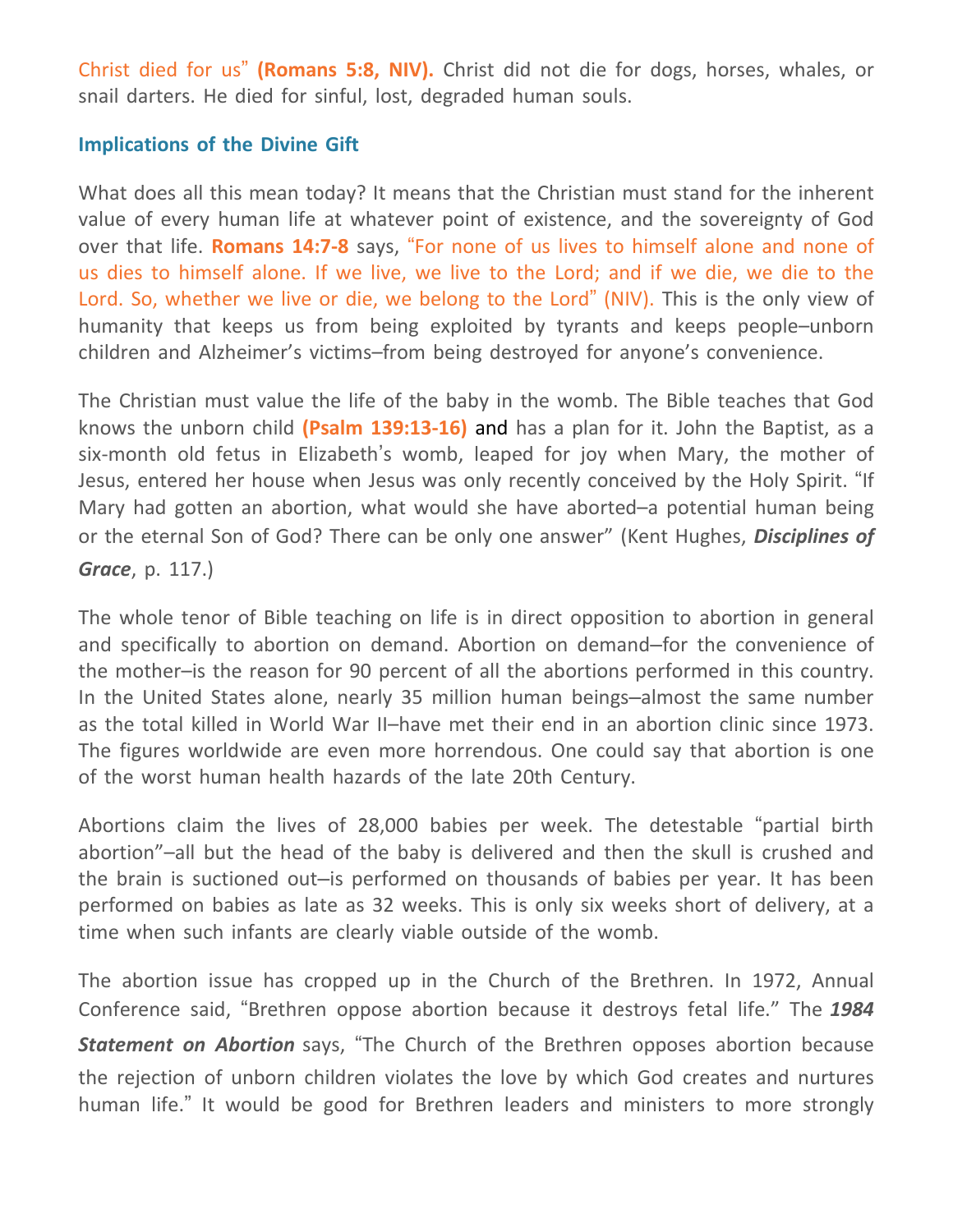Christ died for us" **(Romans 5:8, NIV).** Christ did not die for dogs, horses, whales, or snail darters. He died for sinful, lost, degraded human souls.

### Implications of the Divine Gift

What does all this mean today? It means that the Christian must stand for the inherent value of every human life at whatever point of existence, and the sovereignty of God over that life. **Romans 14:7-8** says, "For none of us lives to himself alone and none of us dies to himself alone. If we live, we live to the Lord; and if we die, we die to the Lord. So, whether we live or die, we belong to the Lord" (NIV). This is the only view of humanity that keeps us from being exploited by tyrants and keeps people–unborn children and Alzheimer's victims–from being destroyed for anyone's convenience.

The Christian must value the life of the baby in the womb. The Bible teaches that God knows the unborn child **(Psalm 139:13-16)** and has a plan for it. John the Baptist, as a six-month old fetus in Elizabeth's womb, leaped for joy when Mary, the mother of Jesus, entered her house when Jesus was only recently conceived by the Holy Spirit. "If Mary had gotten an abortion, what would she have aborted–a potential human being or the eternal Son of God? There can be only one answer" (Kent Hughes, ***Disciplines of Grace***, p. 117.)

The whole tenor of Bible teaching on life is in direct opposition to abortion in general and specifically to abortion on demand. Abortion on demand–for the convenience of the mother–is the reason for 90 percent of all the abortions performed in this country. In the United States alone, nearly 35 million human beings–almost the same number as the total killed in World War II–have met their end in an abortion clinic since 1973. The figures worldwide are even more horrendous. One could say that abortion is one of the worst human health hazards of the late 20th Century.

Abortions claim the lives of 28,000 babies per week. The detestable "partial birth abortion"–all but the head of the baby is delivered and then the skull is crushed and the brain is suctioned out–is performed on thousands of babies per year. It has been performed on babies as late as 32 weeks. This is only six weeks short of delivery, at a time when such infants are clearly viable outside of the womb.

The abortion issue has cropped up in the Church of the Brethren. In 1972, Annual Conference said, "Brethren oppose abortion because it destroys fetal life." The ***1984 Statement on Abortion*** says, "The Church of the Brethren opposes abortion because the rejection of unborn children violates the love by which God creates and nurtures human life." It would be good for Brethren leaders and ministers to more strongly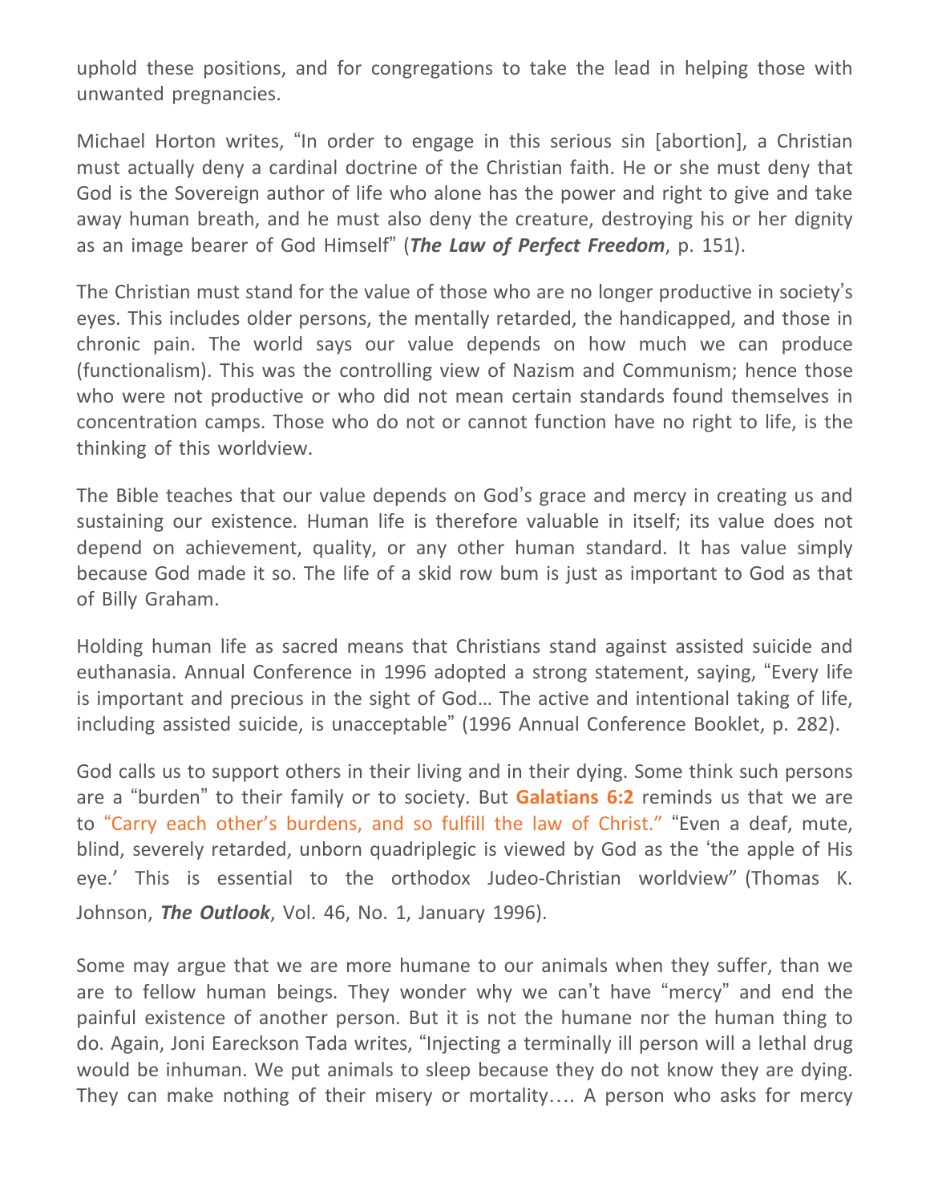uphold these positions, and for congregations to take the lead in helping those with unwanted pregnancies.

Michael Horton writes, "In order to engage in this serious sin [abortion], a Christian must actually deny a cardinal doctrine of the Christian faith. He or she must deny that God is the Sovereign author of life who alone has the power and right to give and take away human breath, and he must also deny the creature, destroying his or her dignity as an image bearer of God Himself" (***The Law of Perfect Freedom***, p. 151).

The Christian must stand for the value of those who are no longer productive in society's eyes. This includes older persons, the mentally retarded, the handicapped, and those in chronic pain. The world says our value depends on how much we can produce (functionalism). This was the controlling view of Nazism and Communism; hence those who were not productive or who did not mean certain standards found themselves in concentration camps. Those who do not or cannot function have no right to life, is the thinking of this worldview.

The Bible teaches that our value depends on God's grace and mercy in creating us and sustaining our existence. Human life is therefore valuable in itself; its value does not depend on achievement, quality, or any other human standard. It has value simply because God made it so. The life of a skid row bum is just as important to God as that of Billy Graham.

Holding human life as sacred means that Christians stand against assisted suicide and euthanasia. Annual Conference in 1996 adopted a strong statement, saying, "Every life is important and precious in the sight of God… The active and intentional taking of life, including assisted suicide, is unacceptable" (1996 Annual Conference Booklet, p. 282).

God calls us to support others in their living and in their dying. Some think such persons are a "burden" to their family or to society. But **Galatians 6:2** reminds us that we are to "Carry each other's burdens, and so fulfill the law of Christ." "Even a deaf, mute, blind, severely retarded, unborn quadriplegic is viewed by God as the 'the apple of His eye.' This is essential to the orthodox Judeo-Christian worldview" (Thomas K. Johnson, ***The Outlook***, Vol. 46, No. 1, January 1996).

Some may argue that we are more humane to our animals when they suffer, than we are to fellow human beings. They wonder why we can't have "mercy" and end the painful existence of another person. But it is not the humane nor the human thing to do. Again, Joni Eareckson Tada writes, "Injecting a terminally ill person will a lethal drug would be inhuman. We put animals to sleep because they do not know they are dying. They can make nothing of their misery or mortality…. A person who asks for mercy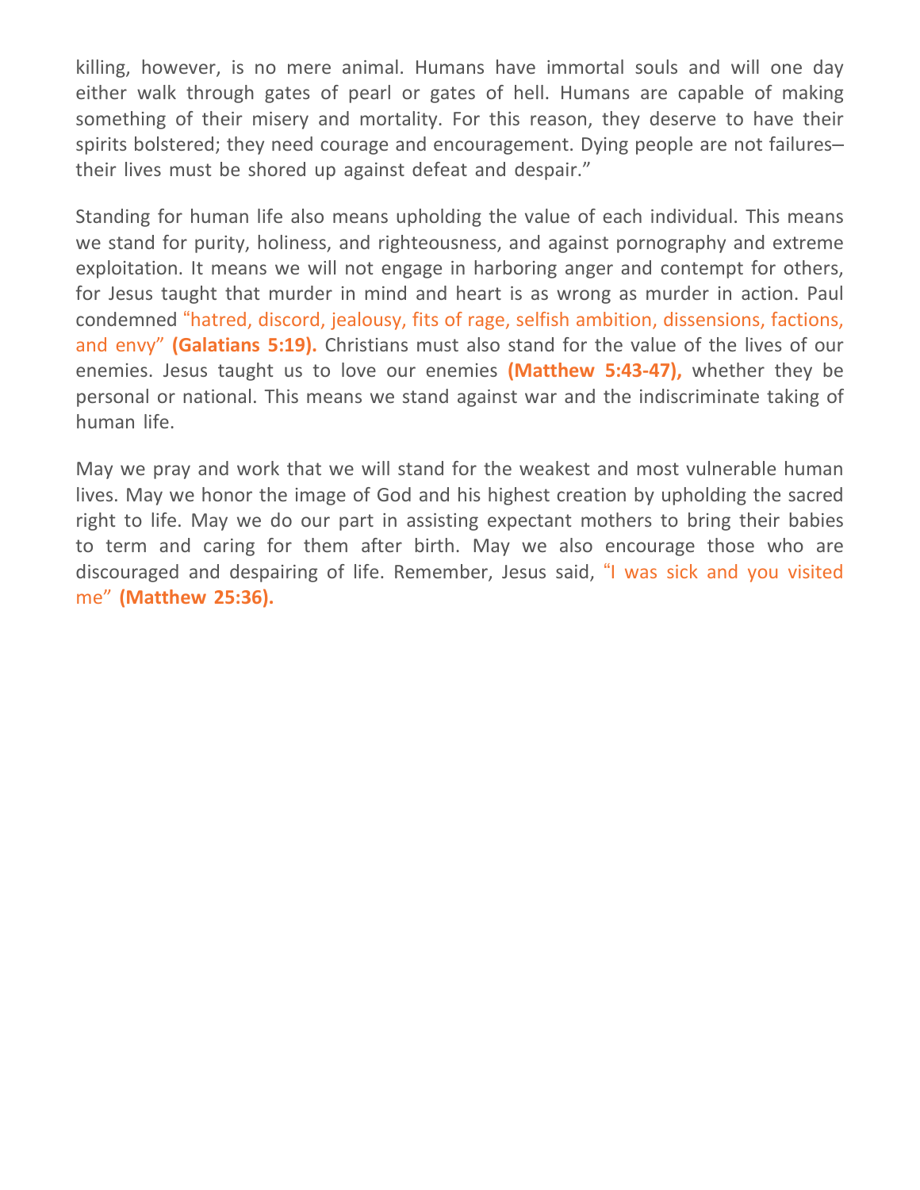killing, however, is no mere animal. Humans have immortal souls and will one day either walk through gates of pearl or gates of hell. Humans are capable of making something of their misery and mortality. For this reason, they deserve to have their spirits bolstered; they need courage and encouragement. Dying people are not failures– their lives must be shored up against defeat and despair."

Standing for human life also means upholding the value of each individual. This means we stand for purity, holiness, and righteousness, and against pornography and extreme exploitation. It means we will not engage in harboring anger and contempt for others, for Jesus taught that murder in mind and heart is as wrong as murder in action. Paul condemned "hatred, discord, jealousy, fits of rage, selfish ambition, dissensions, factions, and envy" **(Galatians 5:19).** Christians must also stand for the value of the lives of our enemies. Jesus taught us to love our enemies **(Matthew 5:43-47),** whether they be personal or national. This means we stand against war and the indiscriminate taking of human life.

May we pray and work that we will stand for the weakest and most vulnerable human lives. May we honor the image of God and his highest creation by upholding the sacred right to life. May we do our part in assisting expectant mothers to bring their babies to term and caring for them after birth. May we also encourage those who are discouraged and despairing of life. Remember, Jesus said, "I was sick and you visited me" **(Matthew 25:36).**